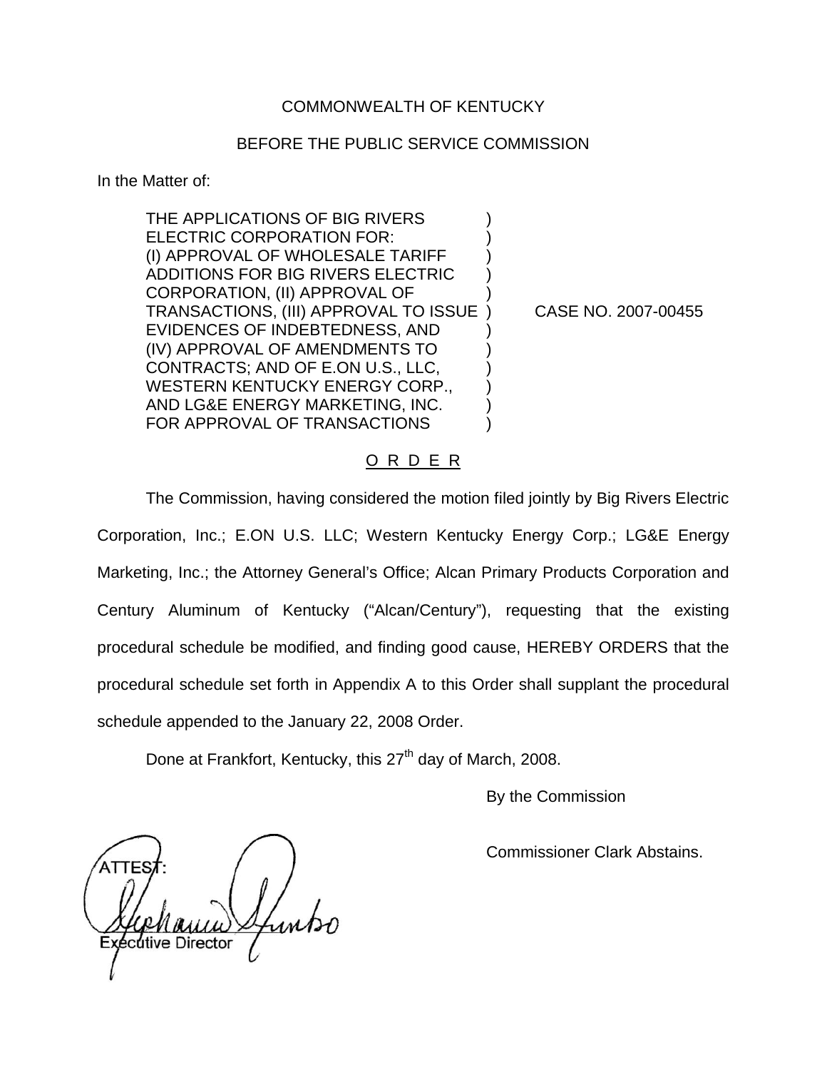COMMONWEALTH OF KENTUCKY

BEFORE THE PUBLIC SERVICE COMMISSION

In the Matter of:

THE APPLICATIONS OF BIG RIVERS ELECTRIC CORPORATION FOR: (I) APPROVAL OF WHOLESALE TARIFF ADDITIONS FOR BIG RIVERS ELECTRIC CORPORATION, (II) APPROVAL OF TRANSACTIONS, (III) APPROVAL TO ISSUE EVIDENCES OF INDEBTEDNESS, AND (IV) APPROVAL OF AMENDMENTS TO CONTRACTS; AND OF E.ON U.S., LLC, WESTERN KENTUCKY ENERGY CORP., AND LG&E ENERGY MARKETING, INC. FOR APPROVAL OF TRANSACTIONS

CASE NO. 2007-00455

O R D E R

The Commission, having considered the motion filed jointly by Big Rivers Electric Corporation, Inc.; E.ON U.S. LLC; Western Kentucky Energy Corp.; LG&E Energy Marketing, Inc.; the Attorney General's Office; Alcan Primary Products Corporation and Century Aluminum of Kentucky ("Alcan/Century"), requesting that the existing procedural schedule be modified, and finding good cause, HEREBY ORDERS that the procedural schedule set forth in Appendix A to this Order shall supplant the procedural schedule appended to the January 22, 2008 Order.

Done at Frankfort, Kentucky, this 27th day of March, 2008.

By the Commission

Commissioner Clark Abstains.

ATTEST:

Executive Director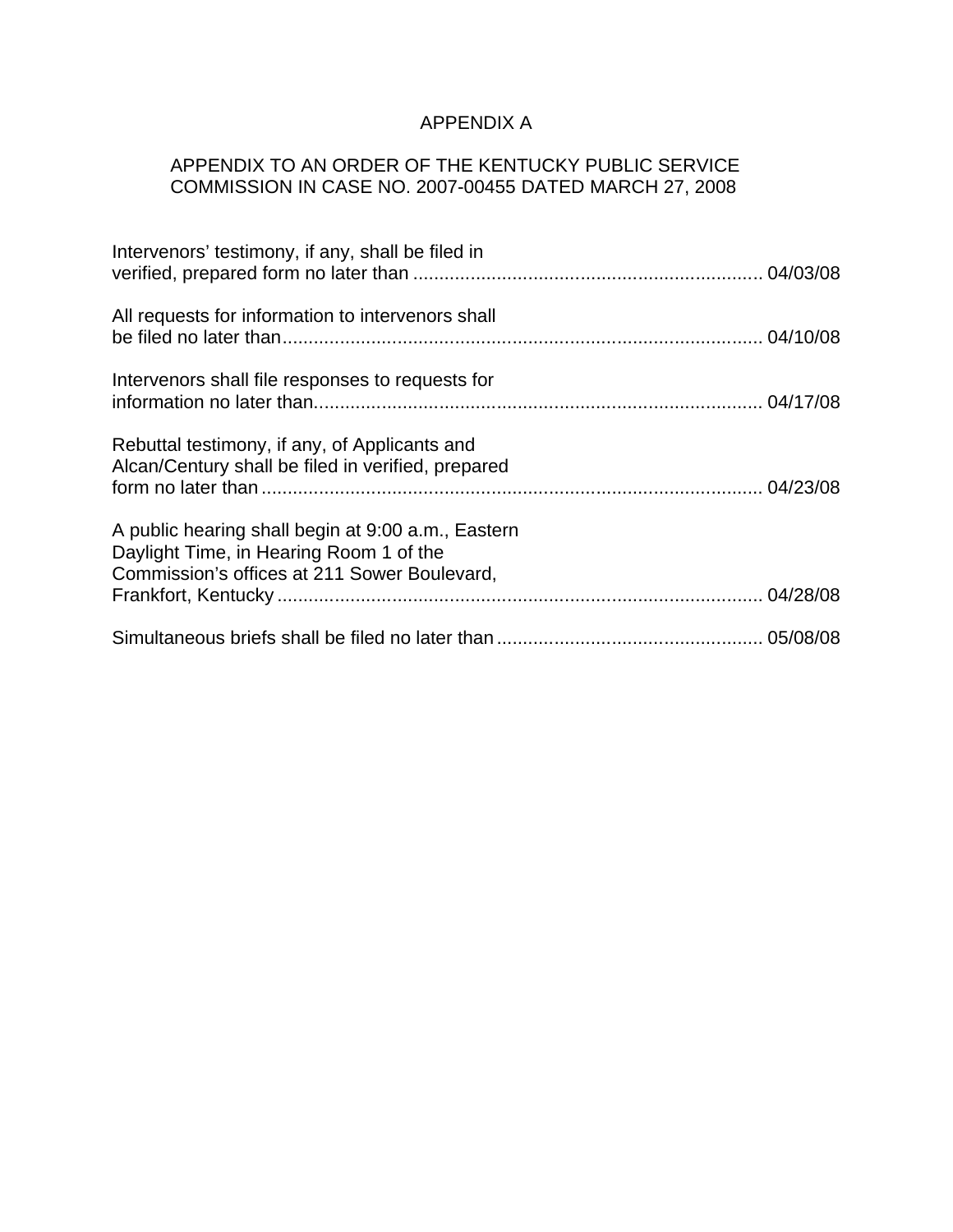APPENDIX A

APPENDIX TO AN ORDER OF THE KENTUCKY PUBLIC SERVICE COMMISSION IN CASE NO. 2007-00455 DATED MARCH 27, 2008

| | |
|---|---|
| Intervenors' testimony, if any, shall be filed in verified, prepared form no later than | 04/03/08 |
| All requests for information to intervenors shall be filed no later than | 04/10/08 |
| Intervenors shall file responses to requests for information no later than | 04/17/08 |
| Rebuttal testimony, if any, of Applicants and Alcan/Century shall be filed in verified, prepared form no later than | 04/23/08 |
| A public hearing shall begin at 9:00 a.m., Eastern Daylight Time, in Hearing Room 1 of the Commission's offices at 211 Sower Boulevard, Frankfort, Kentucky | 04/28/08 |
| Simultaneous briefs shall be filed no later than | 05/08/08 |